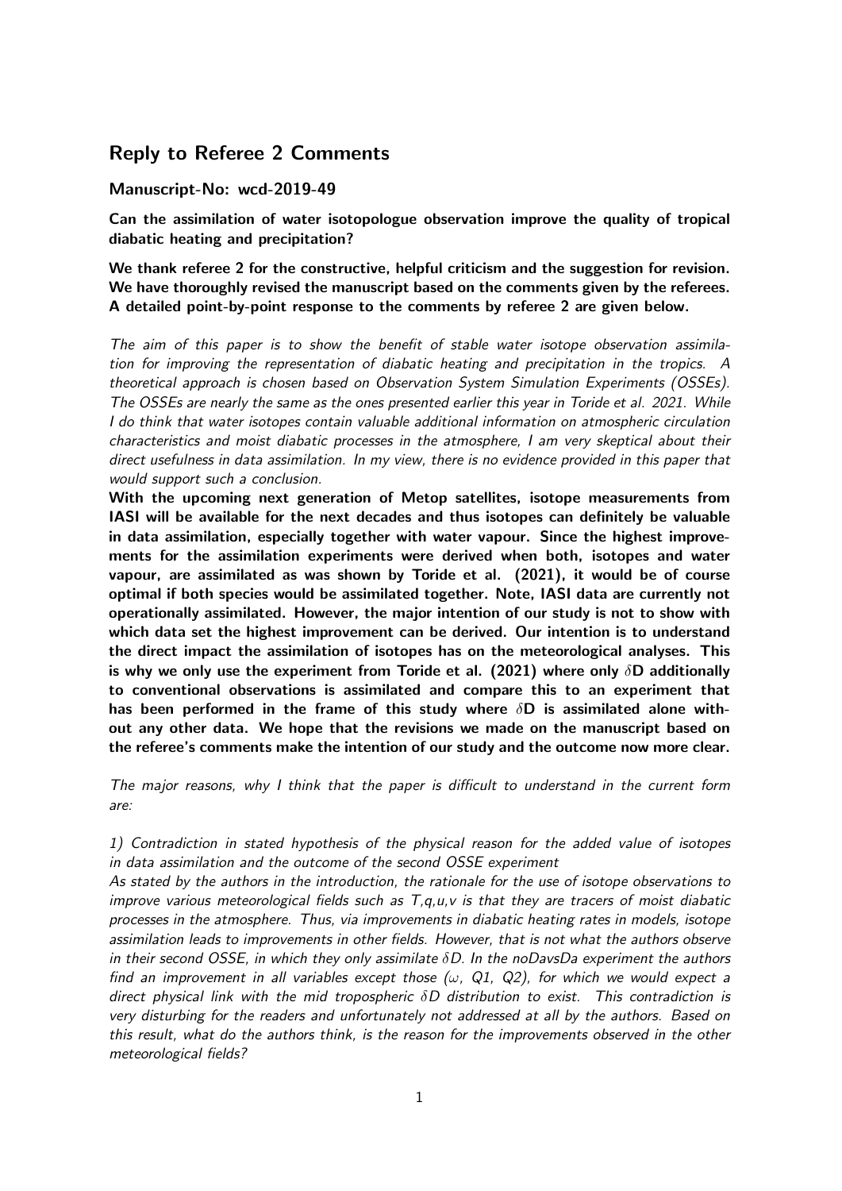## Reply to Referee 2 Comments

### Manuscript-No: wcd-2019-49

**Can the assimilation of water isotopologue observation improve the quality of tropical diabatic heating and precipitation?**

**We thank referee 2 for the constructive, helpful criticism and the suggestion for revision. We have thoroughly revised the manuscript based on the comments given by the referees. A detailed point-by-point response to the comments by referee 2 are given below.**

*The aim of this paper is to show the benefit of stable water isotope observation assimilation for improving the representation of diabatic heating and precipitation in the tropics. A theoretical approach is chosen based on Observation System Simulation Experiments (OSSEs). The OSSEs are nearly the same as the ones presented earlier this year in Toride et al. 2021. While I do think that water isotopes contain valuable additional information on atmospheric circulation characteristics and moist diabatic processes in the atmosphere, I am very skeptical about their direct usefulness in data assimilation. In my view, there is no evidence provided in this paper that would support such a conclusion.*

**With the upcoming next generation of Metop satellites, isotope measurements from IASI will be available for the next decades and thus isotopes can definitely be valuable in data assimilation, especially together with water vapour. Since the highest improvements for the assimilation experiments were derived when both, isotopes and water vapour, are assimilated as was shown by Toride et al. (2021), it would be of course optimal if both species would be assimilated together. Note, IASI data are currently not operationally assimilated. However, the major intention of our study is not to show with which data set the highest improvement can be derived. Our intention is to understand the direct impact the assimilation of isotopes has on the meteorological analyses. This is why we only use the experiment from Toride et al. (2021) where only $\delta$D additionally to conventional observations is assimilated and compare this to an experiment that has been performed in the frame of this study where $\delta$D is assimilated alone without any other data. We hope that the revisions we made on the manuscript based on the referee's comments make the intention of our study and the outcome now more clear.**

*The major reasons, why I think that the paper is difficult to understand in the current form are:*

*1) Contradiction in stated hypothesis of the physical reason for the added value of isotopes in data assimilation and the outcome of the second OSSE experiment*

*As stated by the authors in the introduction, the rationale for the use of isotope observations to improve various meteorological fields such as T,q,u,v is that they are tracers of moist diabatic processes in the atmosphere. Thus, via improvements in diabatic heating rates in models, isotope assimilation leads to improvements in other fields. However, that is not what the authors observe in their second OSSE, in which they only assimilate $\delta$D. In the noDavsDa experiment the authors find an improvement in all variables except those ($\omega$, Q1, Q2), for which we would expect a direct physical link with the mid tropospheric $\delta$D distribution to exist. This contradiction is very disturbing for the readers and unfortunately not addressed at all by the authors. Based on this result, what do the authors think, is the reason for the improvements observed in the other meteorological fields?*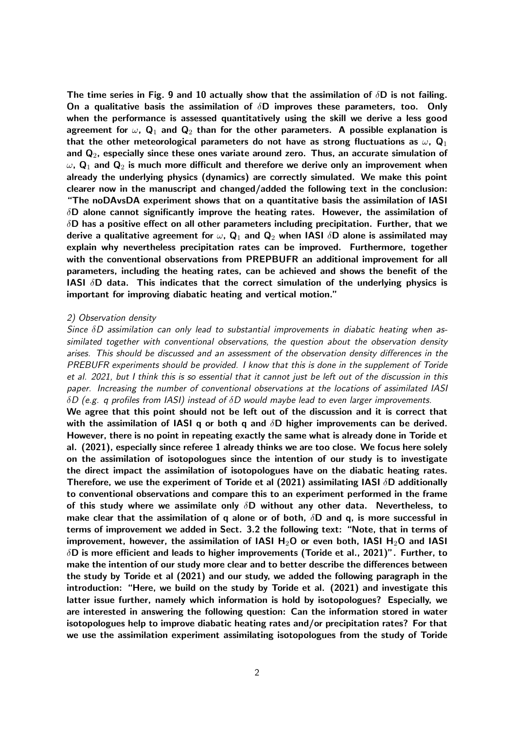**The time series in Fig. 9 and 10 actually show that the assimilation of $\delta$D is not failing. On a qualitative basis the assimilation of $\delta$D improves these parameters, too. Only when the performance is assessed quantitatively using the skill we derive a less good agreement for $\omega$, $Q_1$ and $Q_2$ than for the other parameters. A possible explanation is that the other meteorological parameters do not have as strong fluctuations as $\omega$, $Q_1$ and $Q_2$, especially since these ones variate around zero. Thus, an accurate simulation of $\omega$, $Q_1$ and $Q_2$ is much more difficult and therefore we derive only an improvement when already the underlying physics (dynamics) are correctly simulated. We make this point clearer now in the manuscript and changed/added the following text in the conclusion: "The noDAvsDA experiment shows that on a quantitative basis the assimilation of IASI $\delta$D alone cannot significantly improve the heating rates. However, the assimilation of $\delta$D has a positive effect on all other parameters including precipitation. Further, that we derive a qualitative agreement for $\omega$, $Q_1$ and $Q_2$ when IASI $\delta$D alone is assimilated may explain why nevertheless precipitation rates can be improved. Furthermore, together with the conventional observations from PREPBUFR an additional improvement for all parameters, including the heating rates, can be achieved and shows the benefit of the IASI $\delta$D data. This indicates that the correct simulation of the underlying physics is important for improving diabatic heating and vertical motion."**

*2) Observation density*

*Since $\delta D$ assimilation can only lead to substantial improvements in diabatic heating when assimilated together with conventional observations, the question about the observation density arises. This should be discussed and an assessment of the observation density differences in the PREBUFR experiments should be provided. I know that this is done in the supplement of Toride et al. 2021, but I think this is so essential that it cannot just be left out of the discussion in this paper. Increasing the number of conventional observations at the locations of assimilated IASI $\delta D$ (e.g. q profiles from IASI) instead of $\delta D$ would maybe lead to even larger improvements.*

**We agree that this point should not be left out of the discussion and it is correct that with the assimilation of IASI q or both q and $\delta$D higher improvements can be derived. However, there is no point in repeating exactly the same what is already done in Toride et al. (2021), especially since referee 1 already thinks we are too close. We focus here solely on the assimilation of isotopologues since the intention of our study is to investigate the direct impact the assimilation of isotopologues have on the diabatic heating rates. Therefore, we use the experiment of Toride et al (2021) assimilating IASI $\delta$D additionally to conventional observations and compare this to an experiment performed in the frame of this study where we assimilate only $\delta$D without any other data. Nevertheless, to make clear that the assimilation of q alone or of both, $\delta$D and q, is more successful in terms of improvement we added in Sect. 3.2 the following text: "Note, that in terms of improvement, however, the assimilation of IASI $H_2O$ or even both, IASI $H_2O$ and IASI $\delta$D is more efficient and leads to higher improvements (Toride et al., 2021)". Further, to make the intention of our study more clear and to better describe the differences between the study by Toride et al (2021) and our study, we added the following paragraph in the introduction: "Here, we build on the study by Toride et al. (2021) and investigate this latter issue further, namely which information is hold by isotopologues? Especially, we are interested in answering the following question: Can the information stored in water isotopologues help to improve diabatic heating rates and/or precipitation rates? For that we use the assimilation experiment assimilating isotopologues from the study of Toride**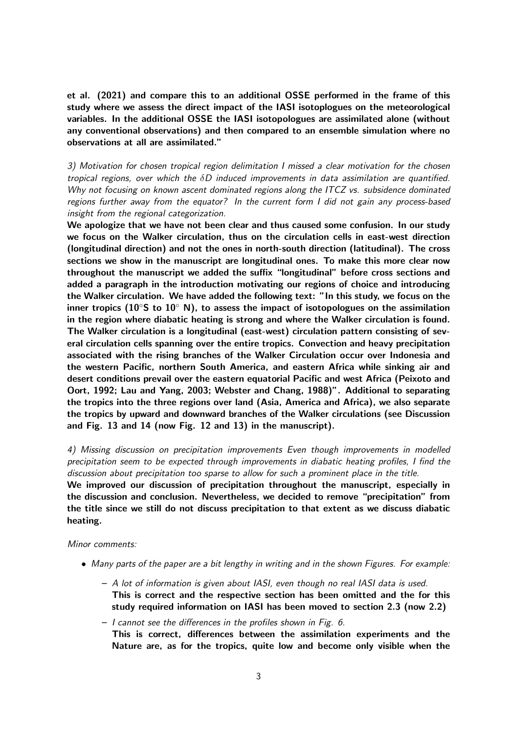**et al. (2021) and compare this to an additional OSSE performed in the frame of this study where we assess the direct impact of the IASI isotoplogues on the meteorological variables. In the additional OSSE the IASI isotopologues are assimilated alone (without any conventional observations) and then compared to an ensemble simulation where no observations at all are assimilated."**

*3) Motivation for chosen tropical region delimitation I missed a clear motivation for the chosen tropical regions, over which the $\delta D$ induced improvements in data assimilation are quantified. Why not focusing on known ascent dominated regions along the ITCZ vs. subsidence dominated regions further away from the equator? In the current form I did not gain any process-based insight from the regional categorization.*

**We apologize that we have not been clear and thus caused some confusion. In our study we focus on the Walker circulation, thus on the circulation cells in east-west direction (longitudinal direction) and not the ones in north-south direction (latitudinal). The cross sections we show in the manuscript are longitudinal ones. To make this more clear now throughout the manuscript we added the suffix "longitudinal" before cross sections and added a paragraph in the introduction motivating our regions of choice and introducing the Walker circulation. We have added the following text: "In this study, we focus on the inner tropics (10°S to 10° N), to assess the impact of isotopologues on the assimilation in the region where diabatic heating is strong and where the Walker circulation is found. The Walker circulation is a longitudinal (east-west) circulation pattern consisting of several circulation cells spanning over the entire tropics. Convection and heavy precipitation associated with the rising branches of the Walker Circulation occur over Indonesia and the western Pacific, northern South America, and eastern Africa while sinking air and desert conditions prevail over the eastern equatorial Pacific and west Africa (Peixoto and Oort, 1992; Lau and Yang, 2003; Webster and Chang, 1988)". Additional to separating the tropics into the three regions over land (Asia, America and Africa), we also separate the tropics by upward and downward branches of the Walker circulations (see Discussion and Fig. 13 and 14 (now Fig. 12 and 13) in the manuscript).**

*4) Missing discussion on precipitation improvements Even though improvements in modelled precipitation seem to be expected through improvements in diabatic heating profiles, I find the discussion about precipitation too sparse to allow for such a prominent place in the title.*

**We improved our discussion of precipitation throughout the manuscript, especially in the discussion and conclusion. Nevertheless, we decided to remove "precipitation" from the title since we still do not discuss precipitation to that extent as we discuss diabatic heating.**

*Minor comments:*

- *Many parts of the paper are a bit lengthy in writing and in the shown Figures. For example:*
  - *A lot of information is given about IASI, even though no real IASI data is used.*
    **This is correct and the respective section has been omitted and the for this study required information on IASI has been moved to section 2.3 (now 2.2)**
  - *I cannot see the differences in the profiles shown in Fig. 6.*
    **This is correct, differences between the assimilation experiments and the Nature are, as for the tropics, quite low and become only visible when the**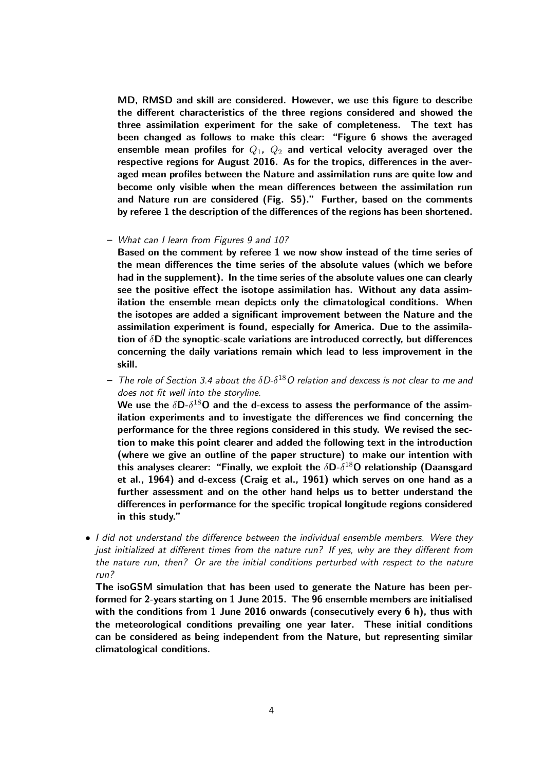**MD, RMSD and skill are considered. However, we use this figure to describe the different characteristics of the three regions considered and showed the three assimilation experiment for the sake of completeness. The text has been changed as follows to make this clear: "Figure 6 shows the averaged ensemble mean profiles for $Q_1$, $Q_2$ and vertical velocity averaged over the respective regions for August 2016. As for the tropics, differences in the averaged mean profiles between the Nature and assimilation runs are quite low and become only visible when the mean differences between the assimilation run and Nature run are considered (Fig. S5)." Further, based on the comments by referee 1 the description of the differences of the regions has been shortened.**

– *What can I learn from Figures 9 and 10?*

**Based on the comment by referee 1 we now show instead of the time series of the mean differences the time series of the absolute values (which we before had in the supplement). In the time series of the absolute values one can clearly see the positive effect the isotope assimilation has. Without any data assimilation the ensemble mean depicts only the climatological conditions. When the isotopes are added a significant improvement between the Nature and the assimilation experiment is found, especially for America. Due to the assimilation of $\delta$D the synoptic-scale variations are introduced correctly, but differences concerning the daily variations remain which lead to less improvement in the skill.**

– *The role of Section 3.4 about the $\delta D$-$\delta^{18}O$ relation and dexcess is not clear to me and does not fit well into the storyline.*

**We use the $\delta$D-$\delta^{18}$O and the d-excess to assess the performance of the assimilation experiments and to investigate the differences we find concerning the performance for the three regions considered in this study. We revised the section to make this point clearer and added the following text in the introduction (where we give an outline of the paper structure) to make our intention with this analyses clearer: "Finally, we exploit the $\delta$D-$\delta^{18}$O relationship (Daansgard et al., 1964) and d-excess (Craig et al., 1961) which serves on one hand as a further assessment and on the other hand helps us to better understand the differences in performance for the specific tropical longitude regions considered in this study."**

- *I did not understand the difference between the individual ensemble members. Were they just initialized at different times from the nature run? If yes, why are they different from the nature run, then? Or are the initial conditions perturbed with respect to the nature run?*

  **The isoGSM simulation that has been used to generate the Nature has been performed for 2-years starting on 1 June 2015. The 96 ensemble members are initialised with the conditions from 1 June 2016 onwards (consecutively every 6 h), thus with the meteorological conditions prevailing one year later. These initial conditions can be considered as being independent from the Nature, but representing similar climatological conditions.**